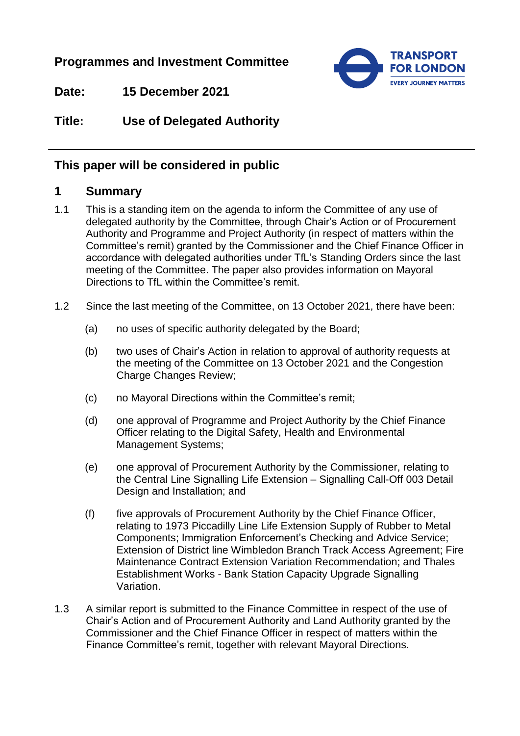**Programmes and Investment Committee**

**Date:** 15 December 2021

**Title:** Use of Delegated Authority

---

## This paper will be considered in public

## 1 Summary

1.1 This is a standing item on the agenda to inform the Committee of any use of delegated authority by the Committee, through Chair's Action or of Procurement Authority and Programme and Project Authority (in respect of matters within the Committee's remit) granted by the Commissioner and the Chief Finance Officer in accordance with delegated authorities under TfL's Standing Orders since the last meeting of the Committee. The paper also provides information on Mayoral Directions to TfL within the Committee's remit.

1.2 Since the last meeting of the Committee, on 13 October 2021, there have been:

(a) no uses of specific authority delegated by the Board;

(b) two uses of Chair's Action in relation to approval of authority requests at the meeting of the Committee on 13 October 2021 and the Congestion Charge Changes Review;

(c) no Mayoral Directions within the Committee's remit;

(d) one approval of Programme and Project Authority by the Chief Finance Officer relating to the Digital Safety, Health and Environmental Management Systems;

(e) one approval of Procurement Authority by the Commissioner, relating to the Central Line Signalling Life Extension – Signalling Call-Off 003 Detail Design and Installation; and

(f) five approvals of Procurement Authority by the Chief Finance Officer, relating to 1973 Piccadilly Line Life Extension Supply of Rubber to Metal Components; Immigration Enforcement's Checking and Advice Service; Extension of District line Wimbledon Branch Track Access Agreement; Fire Maintenance Contract Extension Variation Recommendation; and Thales Establishment Works - Bank Station Capacity Upgrade Signalling Variation.

1.3 A similar report is submitted to the Finance Committee in respect of the use of Chair's Action and of Procurement Authority and Land Authority granted by the Commissioner and the Chief Finance Officer in respect of matters within the Finance Committee's remit, together with relevant Mayoral Directions.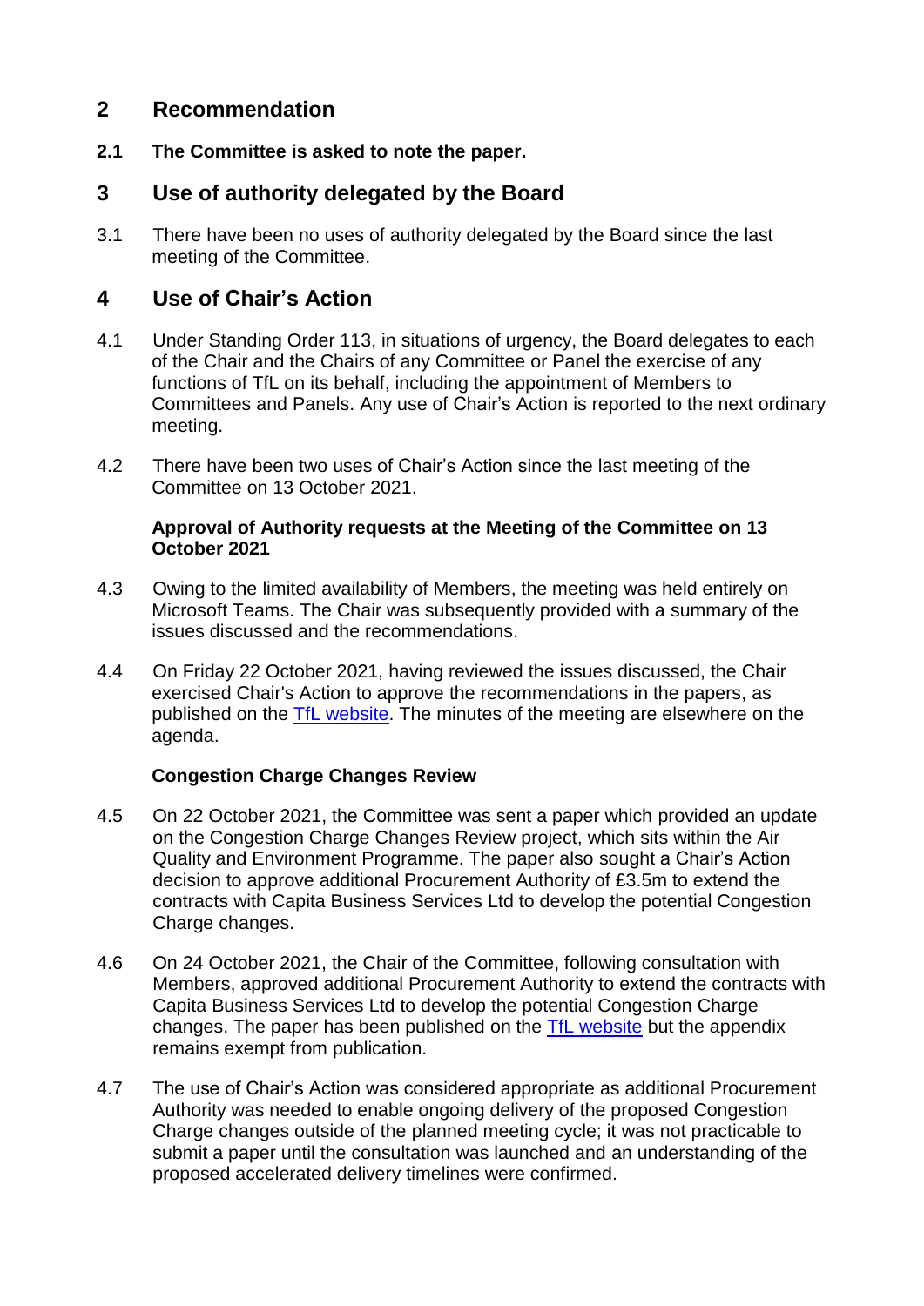## 2 Recommendation

**2.1 The Committee is asked to note the paper.**

## 3 Use of authority delegated by the Board

3.1 There have been no uses of authority delegated by the Board since the last meeting of the Committee.

## 4 Use of Chair's Action

4.1 Under Standing Order 113, in situations of urgency, the Board delegates to each of the Chair and the Chairs of any Committee or Panel the exercise of any functions of TfL on its behalf, including the appointment of Members to Committees and Panels. Any use of Chair's Action is reported to the next ordinary meeting.

4.2 There have been two uses of Chair's Action since the last meeting of the Committee on 13 October 2021.

**Approval of Authority requests at the Meeting of the Committee on 13 October 2021**

4.3 Owing to the limited availability of Members, the meeting was held entirely on Microsoft Teams. The Chair was subsequently provided with a summary of the issues discussed and the recommendations.

4.4 On Friday 22 October 2021, having reviewed the issues discussed, the Chair exercised Chair's Action to approve the recommendations in the papers, as published on the TfL website. The minutes of the meeting are elsewhere on the agenda.

**Congestion Charge Changes Review**

4.5 On 22 October 2021, the Committee was sent a paper which provided an update on the Congestion Charge Changes Review project, which sits within the Air Quality and Environment Programme. The paper also sought a Chair's Action decision to approve additional Procurement Authority of £3.5m to extend the contracts with Capita Business Services Ltd to develop the potential Congestion Charge changes.

4.6 On 24 October 2021, the Chair of the Committee, following consultation with Members, approved additional Procurement Authority to extend the contracts with Capita Business Services Ltd to develop the potential Congestion Charge changes. The paper has been published on the TfL website but the appendix remains exempt from publication.

4.7 The use of Chair's Action was considered appropriate as additional Procurement Authority was needed to enable ongoing delivery of the proposed Congestion Charge changes outside of the planned meeting cycle; it was not practicable to submit a paper until the consultation was launched and an understanding of the proposed accelerated delivery timelines were confirmed.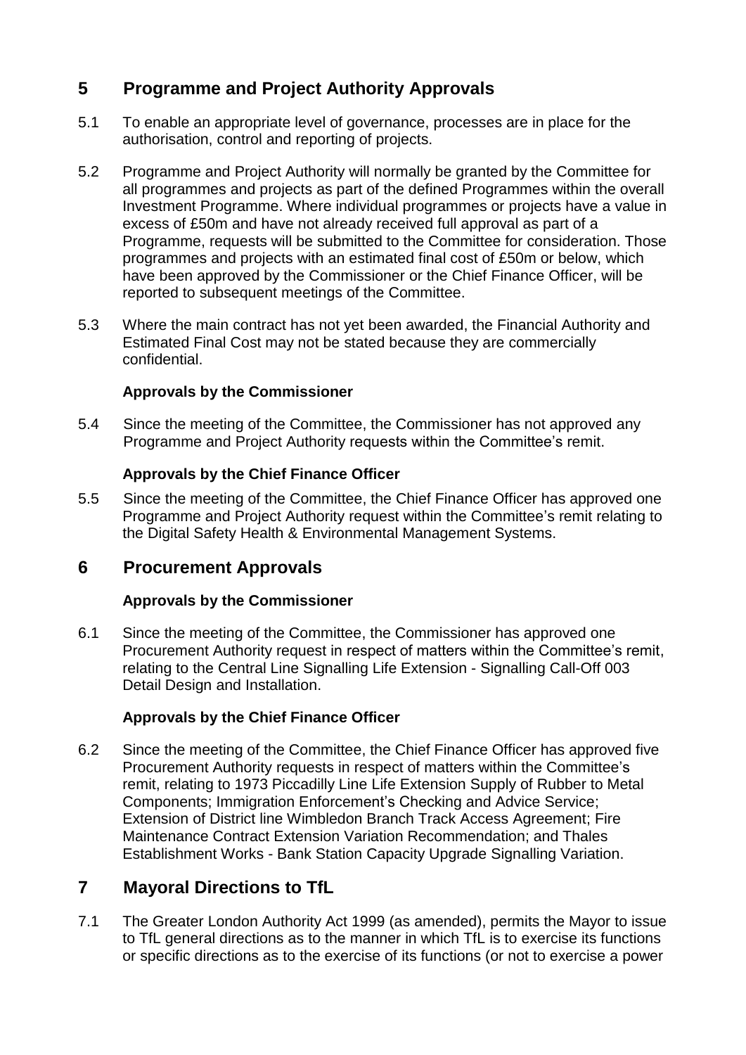## 5 Programme and Project Authority Approvals

5.1 To enable an appropriate level of governance, processes are in place for the authorisation, control and reporting of projects.

5.2 Programme and Project Authority will normally be granted by the Committee for all programmes and projects as part of the defined Programmes within the overall Investment Programme. Where individual programmes or projects have a value in excess of £50m and have not already received full approval as part of a Programme, requests will be submitted to the Committee for consideration. Those programmes and projects with an estimated final cost of £50m or below, which have been approved by the Commissioner or the Chief Finance Officer, will be reported to subsequent meetings of the Committee.

5.3 Where the main contract has not yet been awarded, the Financial Authority and Estimated Final Cost may not be stated because they are commercially confidential.

**Approvals by the Commissioner**

5.4 Since the meeting of the Committee, the Commissioner has not approved any Programme and Project Authority requests within the Committee's remit.

**Approvals by the Chief Finance Officer**

5.5 Since the meeting of the Committee, the Chief Finance Officer has approved one Programme and Project Authority request within the Committee's remit relating to the Digital Safety Health & Environmental Management Systems.

## 6 Procurement Approvals

**Approvals by the Commissioner**

6.1 Since the meeting of the Committee, the Commissioner has approved one Procurement Authority request in respect of matters within the Committee's remit, relating to the Central Line Signalling Life Extension - Signalling Call-Off 003 Detail Design and Installation.

**Approvals by the Chief Finance Officer**

6.2 Since the meeting of the Committee, the Chief Finance Officer has approved five Procurement Authority requests in respect of matters within the Committee's remit, relating to 1973 Piccadilly Line Life Extension Supply of Rubber to Metal Components; Immigration Enforcement's Checking and Advice Service; Extension of District line Wimbledon Branch Track Access Agreement; Fire Maintenance Contract Extension Variation Recommendation; and Thales Establishment Works - Bank Station Capacity Upgrade Signalling Variation.

## 7 Mayoral Directions to TfL

7.1 The Greater London Authority Act 1999 (as amended), permits the Mayor to issue to TfL general directions as to the manner in which TfL is to exercise its functions or specific directions as to the exercise of its functions (or not to exercise a power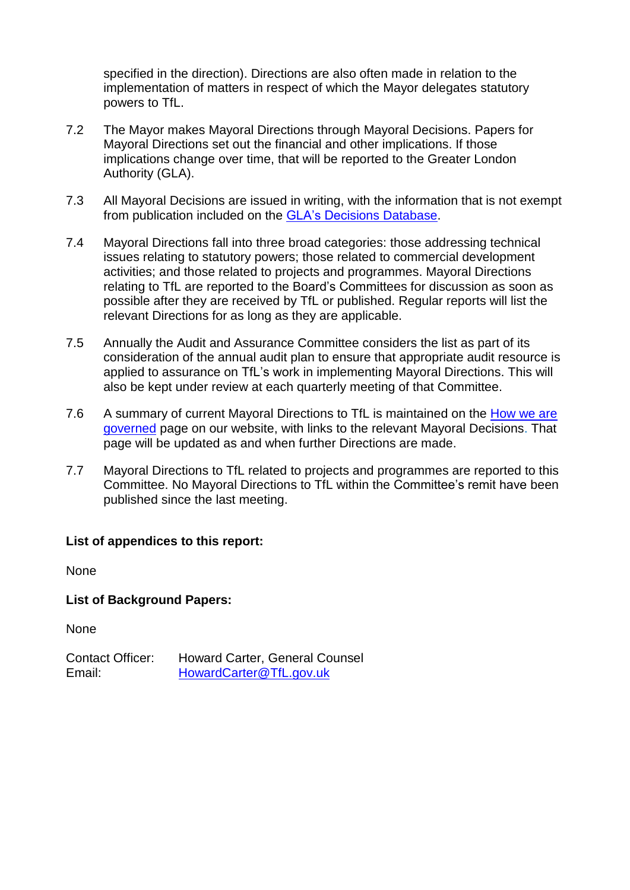specified in the direction). Directions are also often made in relation to the implementation of matters in respect of which the Mayor delegates statutory powers to TfL.

7.2 The Mayor makes Mayoral Directions through Mayoral Decisions. Papers for Mayoral Directions set out the financial and other implications. If those implications change over time, that will be reported to the Greater London Authority (GLA).

7.3 All Mayoral Decisions are issued in writing, with the information that is not exempt from publication included on the GLA's Decisions Database.

7.4 Mayoral Directions fall into three broad categories: those addressing technical issues relating to statutory powers; those related to commercial development activities; and those related to projects and programmes. Mayoral Directions relating to TfL are reported to the Board's Committees for discussion as soon as possible after they are received by TfL or published. Regular reports will list the relevant Directions for as long as they are applicable.

7.5 Annually the Audit and Assurance Committee considers the list as part of its consideration of the annual audit plan to ensure that appropriate audit resource is applied to assurance on TfL's work in implementing Mayoral Directions. This will also be kept under review at each quarterly meeting of that Committee.

7.6 A summary of current Mayoral Directions to TfL is maintained on the How we are governed page on our website, with links to the relevant Mayoral Decisions. That page will be updated as and when further Directions are made.

7.7 Mayoral Directions to TfL related to projects and programmes are reported to this Committee. No Mayoral Directions to TfL within the Committee's remit have been published since the last meeting.

**List of appendices to this report:**

None

**List of Background Papers:**

None

Contact Officer: Howard Carter, General Counsel
Email: HowardCarter@TfL.gov.uk